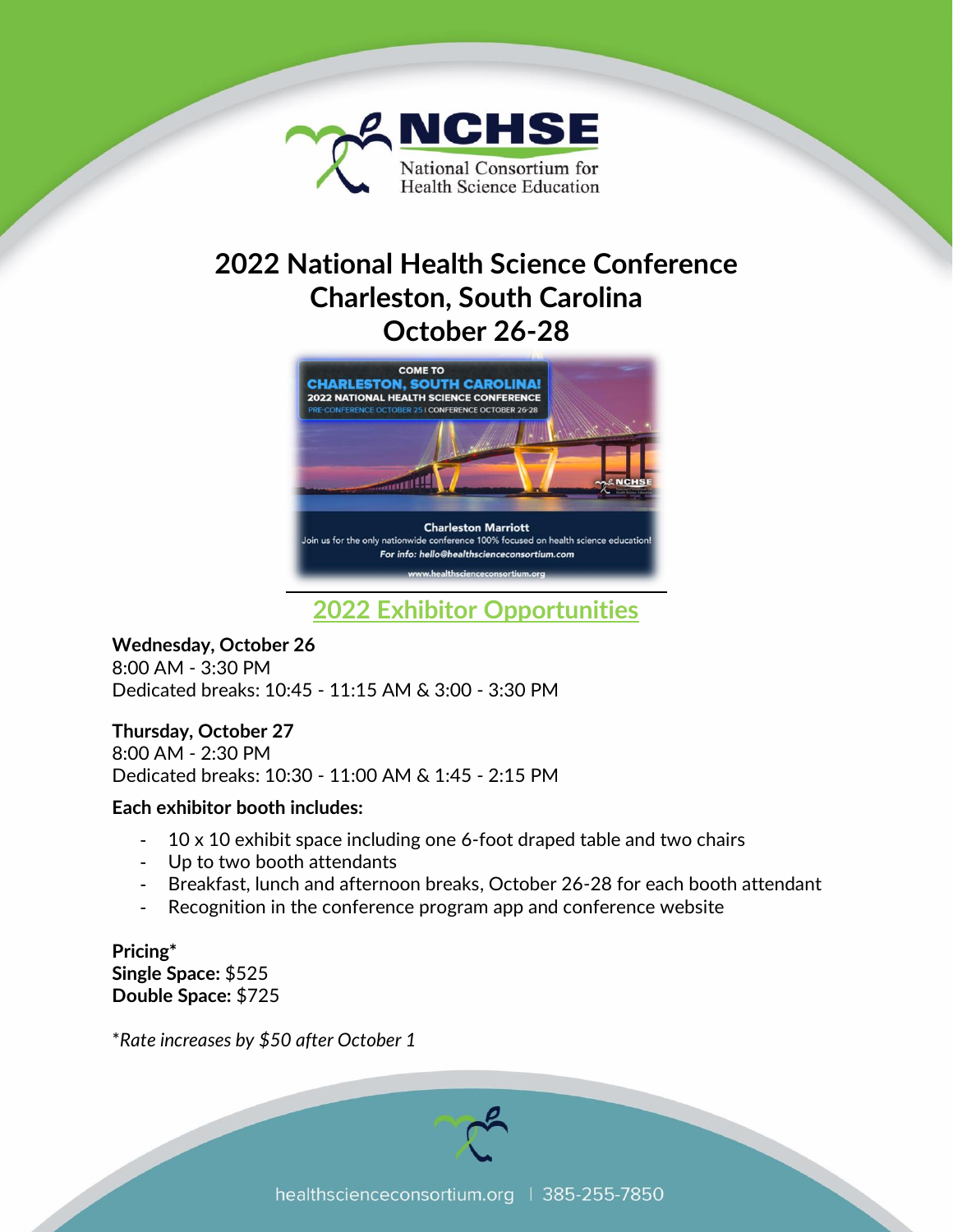NCHSE
National Consortium for Health Science Education

# 2022 National Health Science Conference
# Charleston, South Carolina
# October 26-28

COME TO
CHARLESTON, SOUTH CAROLINA!
2022 NATIONAL HEALTH SCIENCE CONFERENCE
PRE-CONFERENCE OCTOBER 25 | CONFERENCE OCTOBER 26-28

Charleston Marriott
Join us for the only nationwide conference 100% focused on health science education!
For info: hello@healthscienceconsortium.com
www.healthscienceconsortium.org

## 2022 Exhibitor Opportunities

**Wednesday, October 26**
8:00 AM - 3:30 PM
Dedicated breaks: 10:45 - 11:15 AM & 3:00 - 3:30 PM

**Thursday, October 27**
8:00 AM - 2:30 PM
Dedicated breaks: 10:30 - 11:00 AM & 1:45 - 2:15 PM

**Each exhibitor booth includes:**

- 10 x 10 exhibit space including one 6-foot draped table and two chairs
- Up to two booth attendants
- Breakfast, lunch and afternoon breaks, October 26-28 for each booth attendant
- Recognition in the conference program app and conference website

**Pricing***
**Single Space:** $525
**Double Space:** $725

*\*Rate increases by $50 after October 1*

healthscienceconsortium.org | 385-255-7850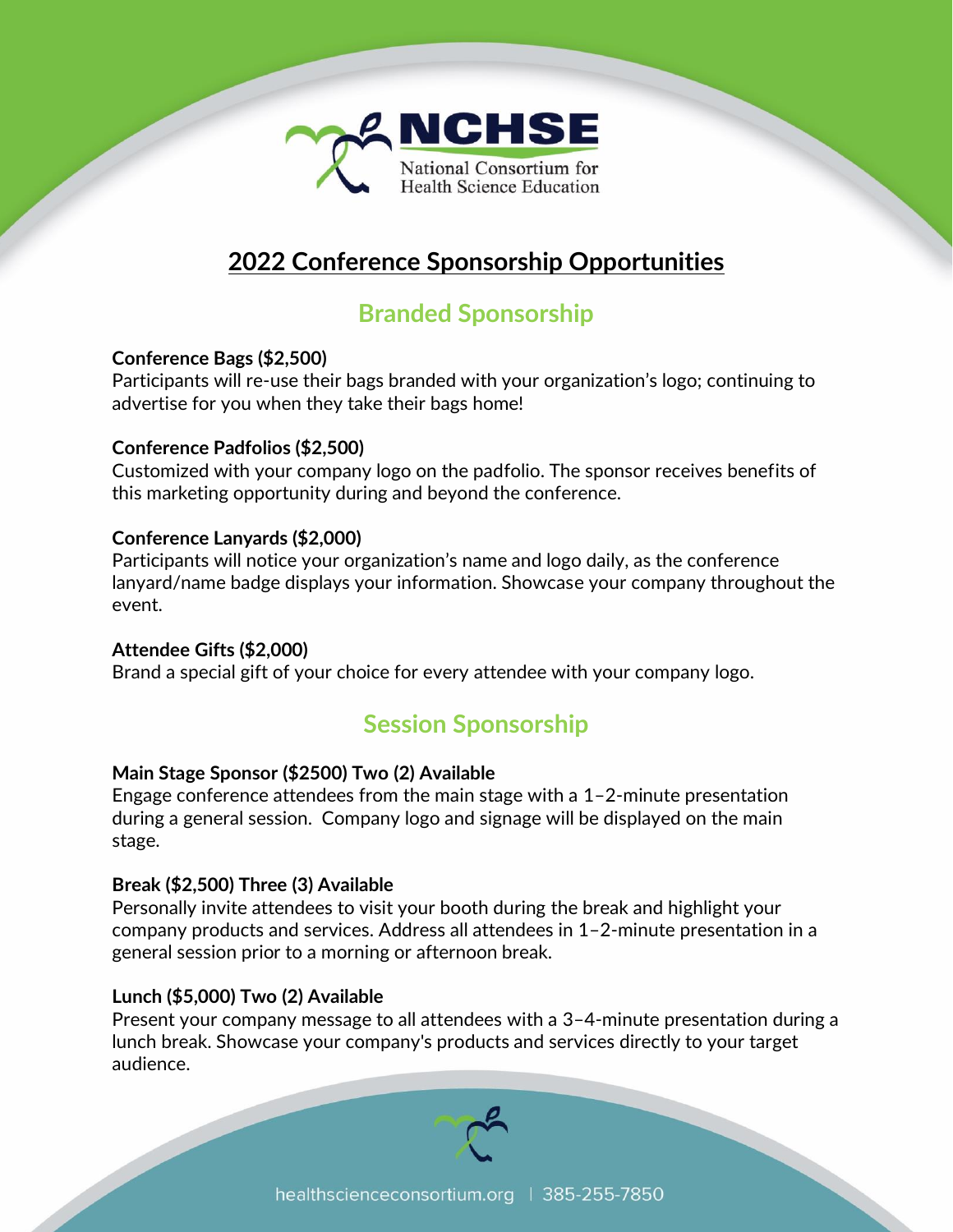NCHSE

National Consortium for Health Science Education

# 2022 Conference Sponsorship Opportunities

## Branded Sponsorship

**Conference Bags ($2,500)**
Participants will re-use their bags branded with your organization's logo; continuing to advertise for you when they take their bags home!

**Conference Padfolios ($2,500)**
Customized with your company logo on the padfolio. The sponsor receives benefits of this marketing opportunity during and beyond the conference.

**Conference Lanyards ($2,000)**
Participants will notice your organization's name and logo daily, as the conference lanyard/name badge displays your information. Showcase your company throughout the event.

**Attendee Gifts ($2,000)**
Brand a special gift of your choice for every attendee with your company logo.

## Session Sponsorship

**Main Stage Sponsor ($2500) Two (2) Available**
Engage conference attendees from the main stage with a 1–2-minute presentation during a general session. Company logo and signage will be displayed on the main stage.

**Break ($2,500) Three (3) Available**
Personally invite attendees to visit your booth during the break and highlight your company products and services. Address all attendees in 1–2-minute presentation in a general session prior to a morning or afternoon break.

**Lunch ($5,000) Two (2) Available**
Present your company message to all attendees with a 3–4-minute presentation during a lunch break. Showcase your company's products and services directly to your target audience.

healthscienceconsortium.org | 385-255-7850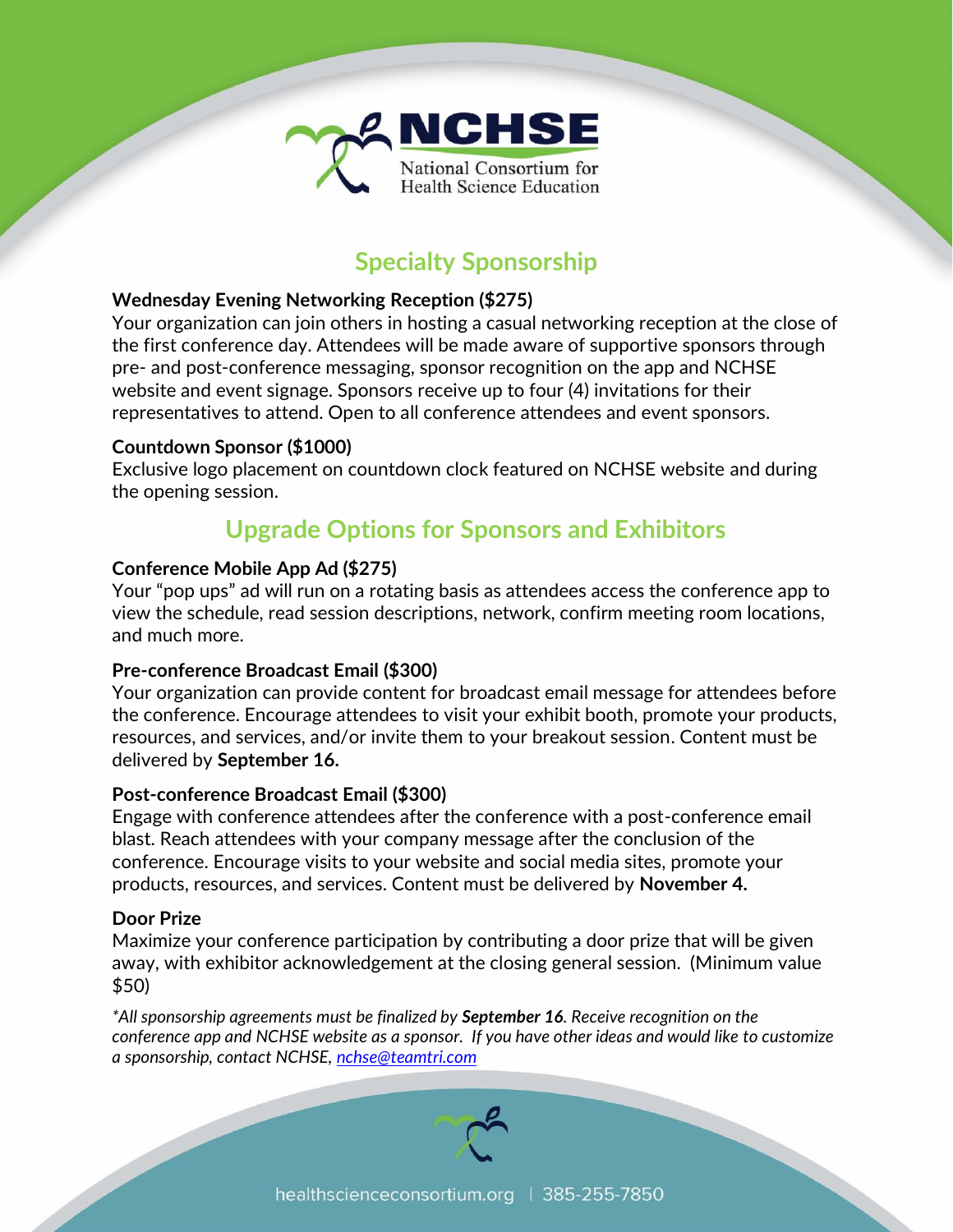NCHSE

National Consortium for Health Science Education

## Specialty Sponsorship

**Wednesday Evening Networking Reception ($275)**
Your organization can join others in hosting a casual networking reception at the close of the first conference day. Attendees will be made aware of supportive sponsors through pre- and post-conference messaging, sponsor recognition on the app and NCHSE website and event signage. Sponsors receive up to four (4) invitations for their representatives to attend. Open to all conference attendees and event sponsors.

**Countdown Sponsor ($1000)**
Exclusive logo placement on countdown clock featured on NCHSE website and during the opening session.

## Upgrade Options for Sponsors and Exhibitors

**Conference Mobile App Ad ($275)**
Your "pop ups" ad will run on a rotating basis as attendees access the conference app to view the schedule, read session descriptions, network, confirm meeting room locations, and much more.

**Pre-conference Broadcast Email ($300)**
Your organization can provide content for broadcast email message for attendees before the conference. Encourage attendees to visit your exhibit booth, promote your products, resources, and services, and/or invite them to your breakout session. Content must be delivered by **September 16.**

**Post-conference Broadcast Email ($300)**
Engage with conference attendees after the conference with a post-conference email blast. Reach attendees with your company message after the conclusion of the conference. Encourage visits to your website and social media sites, promote your products, resources, and services. Content must be delivered by **November 4.**

**Door Prize**
Maximize your conference participation by contributing a door prize that will be given away, with exhibitor acknowledgement at the closing general session. (Minimum value $50)

*\*All sponsorship agreements must be finalized by **September 16**. Receive recognition on the conference app and NCHSE website as a sponsor. If you have other ideas and would like to customize a sponsorship, contact NCHSE, [nchse@teamtri.com](mailto:nchse@teamtri.com)*

healthscienceconsortium.org | 385-255-7850